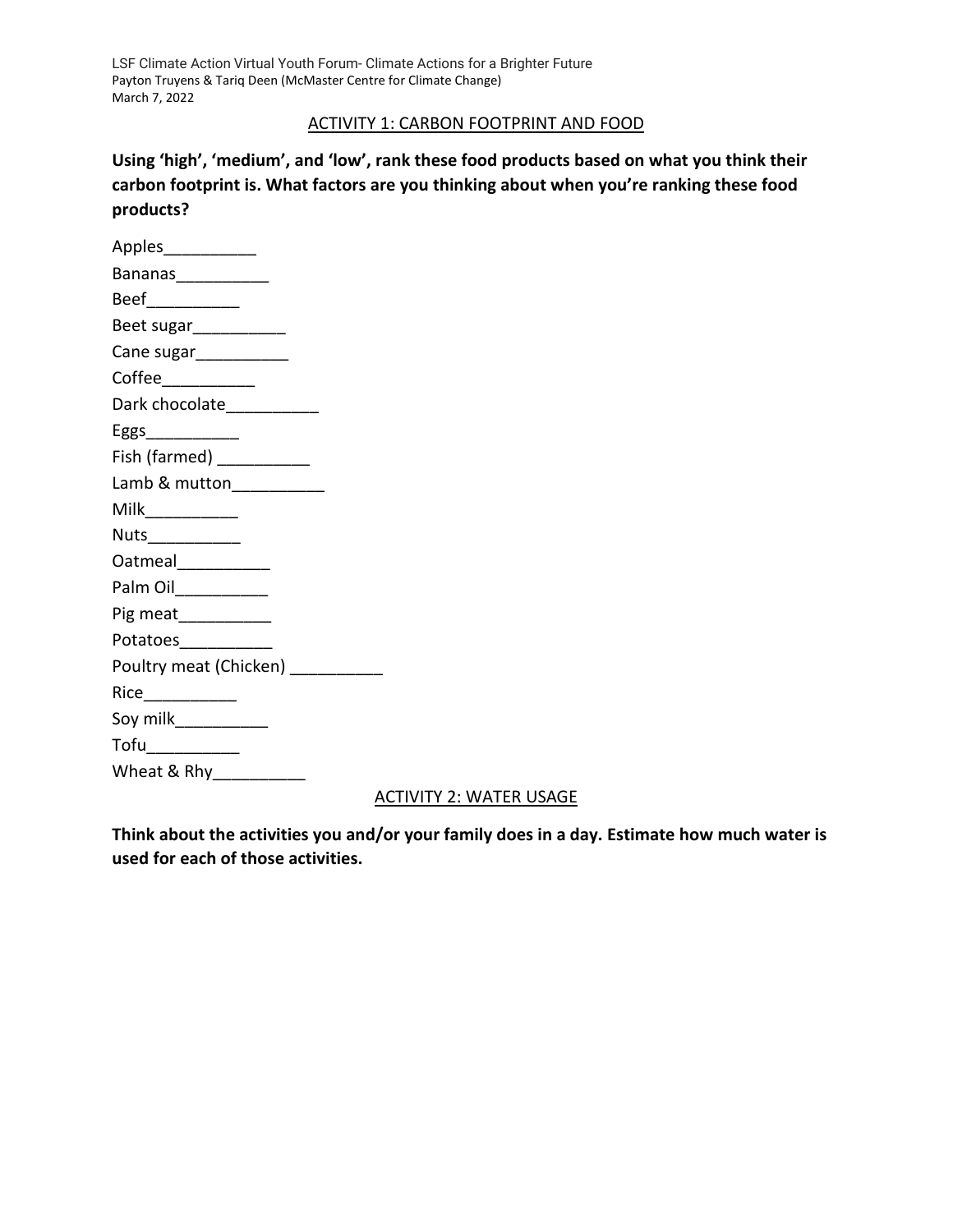LSF Climate Action Virtual Youth Forum- Climate Actions for a Brighter Future
Payton Truyens & Tariq Deen (McMaster Centre for Climate Change)
March 7, 2022

## ACTIVITY 1: CARBON FOOTPRINT AND FOOD

**Using 'high', 'medium', and 'low', rank these food products based on what you think their carbon footprint is. What factors are you thinking about when you're ranking these food products?**

Apples__________
Bananas__________
Beef__________
Beet sugar__________
Cane sugar__________
Coffee__________
Dark chocolate__________
Eggs__________
Fish (farmed) __________
Lamb & mutton__________
Milk__________
Nuts__________
Oatmeal__________
Palm Oil__________
Pig meat__________
Potatoes__________
Poultry meat (Chicken) __________
Rice__________
Soy milk__________
Tofu__________
Wheat & Rhy__________

## ACTIVITY 2: WATER USAGE

**Think about the activities you and/or your family does in a day. Estimate how much water is used for each of those activities.**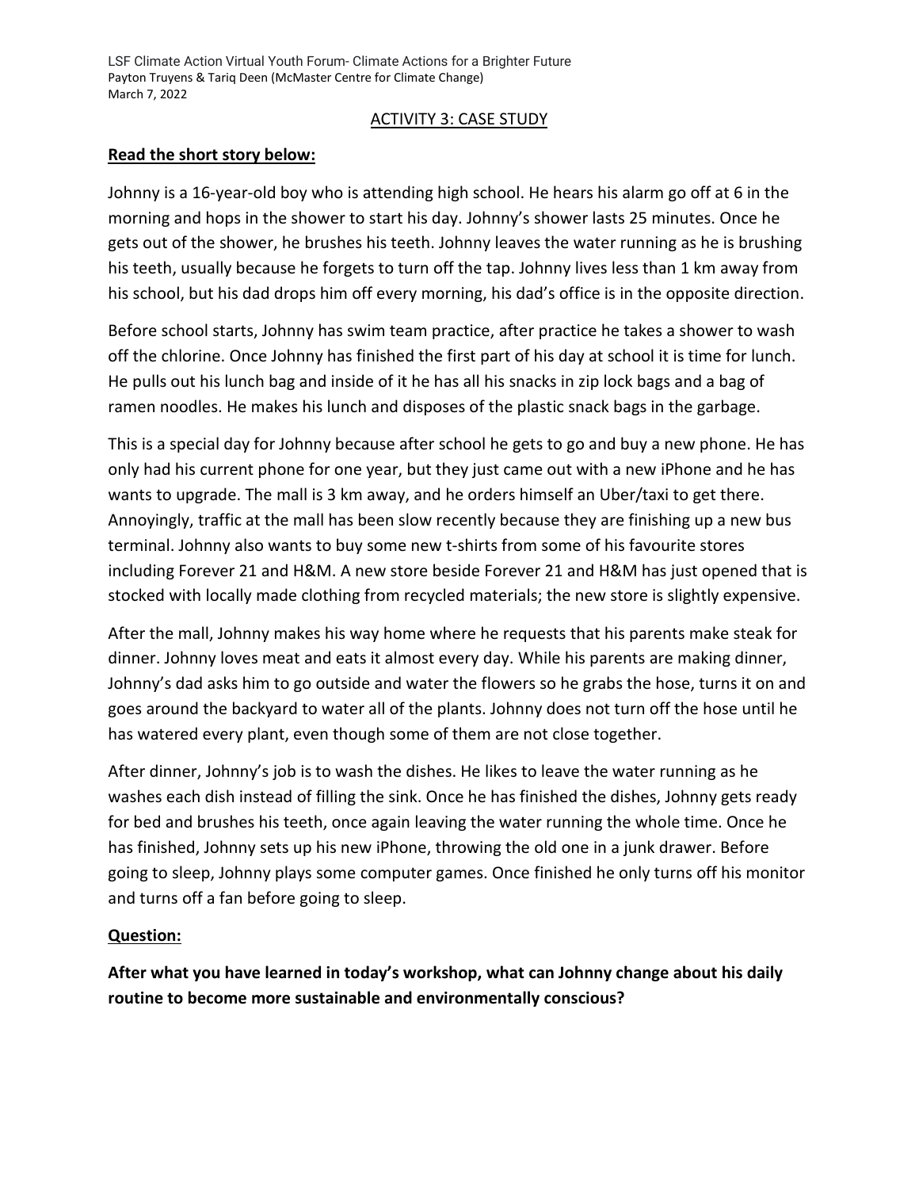LSF Climate Action Virtual Youth Forum- Climate Actions for a Brighter Future
Payton Truyens & Tariq Deen (McMaster Centre for Climate Change)
March 7, 2022

## ACTIVITY 3: CASE STUDY

**Read the short story below:**

Johnny is a 16-year-old boy who is attending high school. He hears his alarm go off at 6 in the morning and hops in the shower to start his day. Johnny's shower lasts 25 minutes. Once he gets out of the shower, he brushes his teeth. Johnny leaves the water running as he is brushing his teeth, usually because he forgets to turn off the tap. Johnny lives less than 1 km away from his school, but his dad drops him off every morning, his dad's office is in the opposite direction.

Before school starts, Johnny has swim team practice, after practice he takes a shower to wash off the chlorine. Once Johnny has finished the first part of his day at school it is time for lunch. He pulls out his lunch bag and inside of it he has all his snacks in zip lock bags and a bag of ramen noodles. He makes his lunch and disposes of the plastic snack bags in the garbage.

This is a special day for Johnny because after school he gets to go and buy a new phone. He has only had his current phone for one year, but they just came out with a new iPhone and he has wants to upgrade. The mall is 3 km away, and he orders himself an Uber/taxi to get there. Annoyingly, traffic at the mall has been slow recently because they are finishing up a new bus terminal. Johnny also wants to buy some new t-shirts from some of his favourite stores including Forever 21 and H&M. A new store beside Forever 21 and H&M has just opened that is stocked with locally made clothing from recycled materials; the new store is slightly expensive.

After the mall, Johnny makes his way home where he requests that his parents make steak for dinner. Johnny loves meat and eats it almost every day. While his parents are making dinner, Johnny's dad asks him to go outside and water the flowers so he grabs the hose, turns it on and goes around the backyard to water all of the plants. Johnny does not turn off the hose until he has watered every plant, even though some of them are not close together.

After dinner, Johnny's job is to wash the dishes. He likes to leave the water running as he washes each dish instead of filling the sink. Once he has finished the dishes, Johnny gets ready for bed and brushes his teeth, once again leaving the water running the whole time. Once he has finished, Johnny sets up his new iPhone, throwing the old one in a junk drawer. Before going to sleep, Johnny plays some computer games. Once finished he only turns off his monitor and turns off a fan before going to sleep.

**Question:**

**After what you have learned in today's workshop, what can Johnny change about his daily routine to become more sustainable and environmentally conscious?**